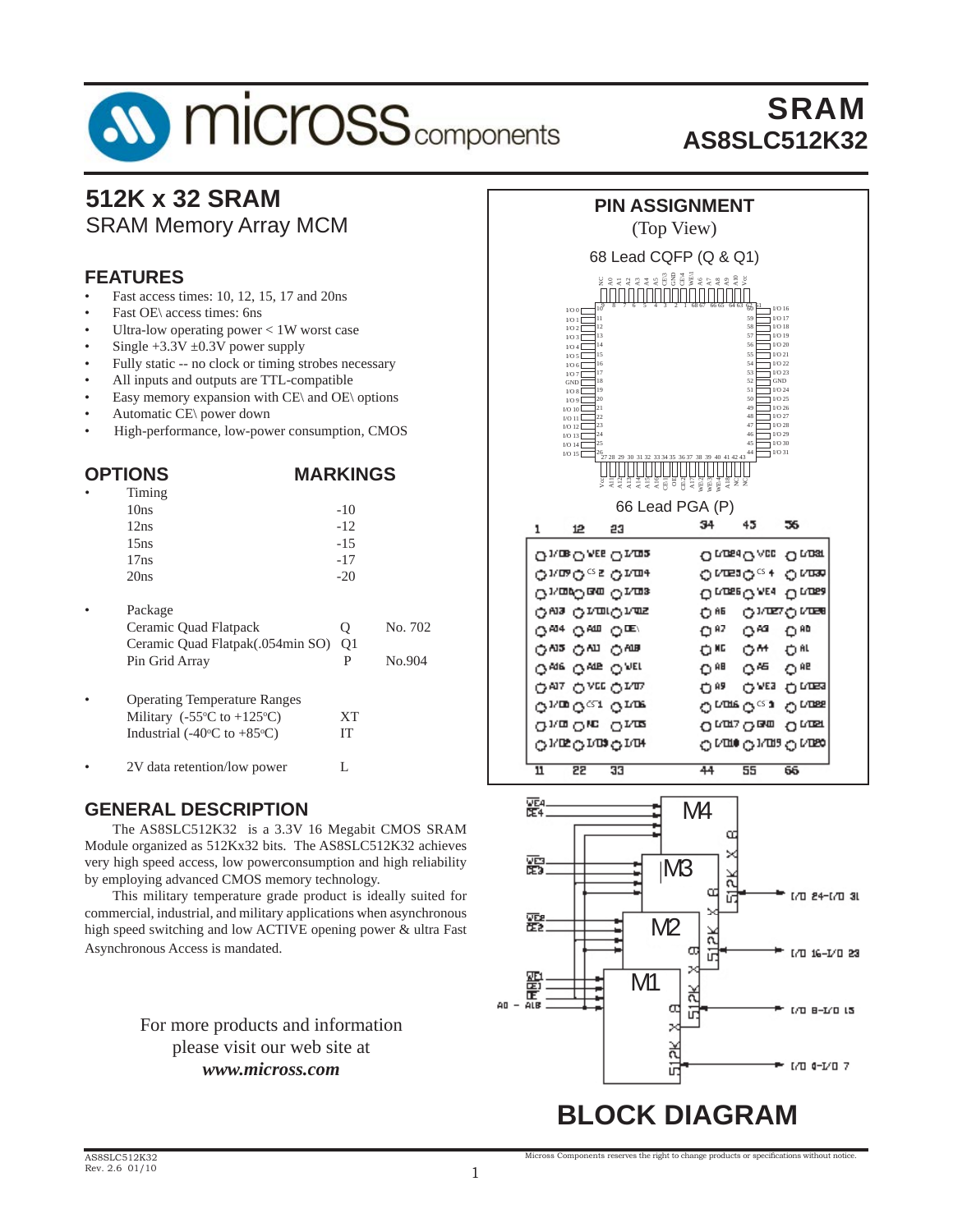# SRAM

## AS8SLC512K32

## 512K x 32 SRAM

SRAM Memory Array MCM

## FEATURES

- Fast access times: 10, 12, 15, 17 and 20ns
- Fast OE\ access times: 6ns
- Ultra-low operating power < 1W worst case
- Single +3.3V ±0.3V power supply
- Fully static -- no clock or timing strobes necessary
- All inputs and outputs are TTL-compatible
- Easy memory expansion with CE\ and OE\ options
- Automatic CE\ power down
- High-performance, low-power consumption, CMOS

## OPTIONS / MARKINGS

| OPTIONS | MARKINGS | |
|---|---|---|
| • Timing | | |
| 10ns | -10 | |
| 12ns | -12 | |
| 15ns | -15 | |
| 17ns | -17 | |
| 20ns | -20 | |
| • Package | | |
| Ceramic Quad Flatpack | Q | No. 702 |
| Ceramic Quad Flatpak(.054min SO) | Q1 | |
| Pin Grid Array | P | No.904 |
| • Operating Temperature Ranges | | |
| Military (-55°C to +125°C) | XT | |
| Industrial (-40°C to +85°C) | IT | |
| • 2V data retention/low power | L | |

## GENERAL DESCRIPTION

The AS8SLC512K32 is a 3.3V 16 Megabit CMOS SRAM Module organized as 512Kx32 bits. The AS8SLC512K32 achieves very high speed access, low powerconsumption and high reliability by employing advanced CMOS memory technology.

This military temperature grade product is ideally suited for commercial, industrial, and military applications when asynchronous high speed switching and low ACTIVE opening power & ultra Fast Asynchronous Access is mandated.

For more products and information please visit our web site at ***www.micross.com***

## PIN ASSIGNMENT

(Top View)

68 Lead CQFP (Q & Q1)

66 Lead PGA (P)

## BLOCK DIAGRAM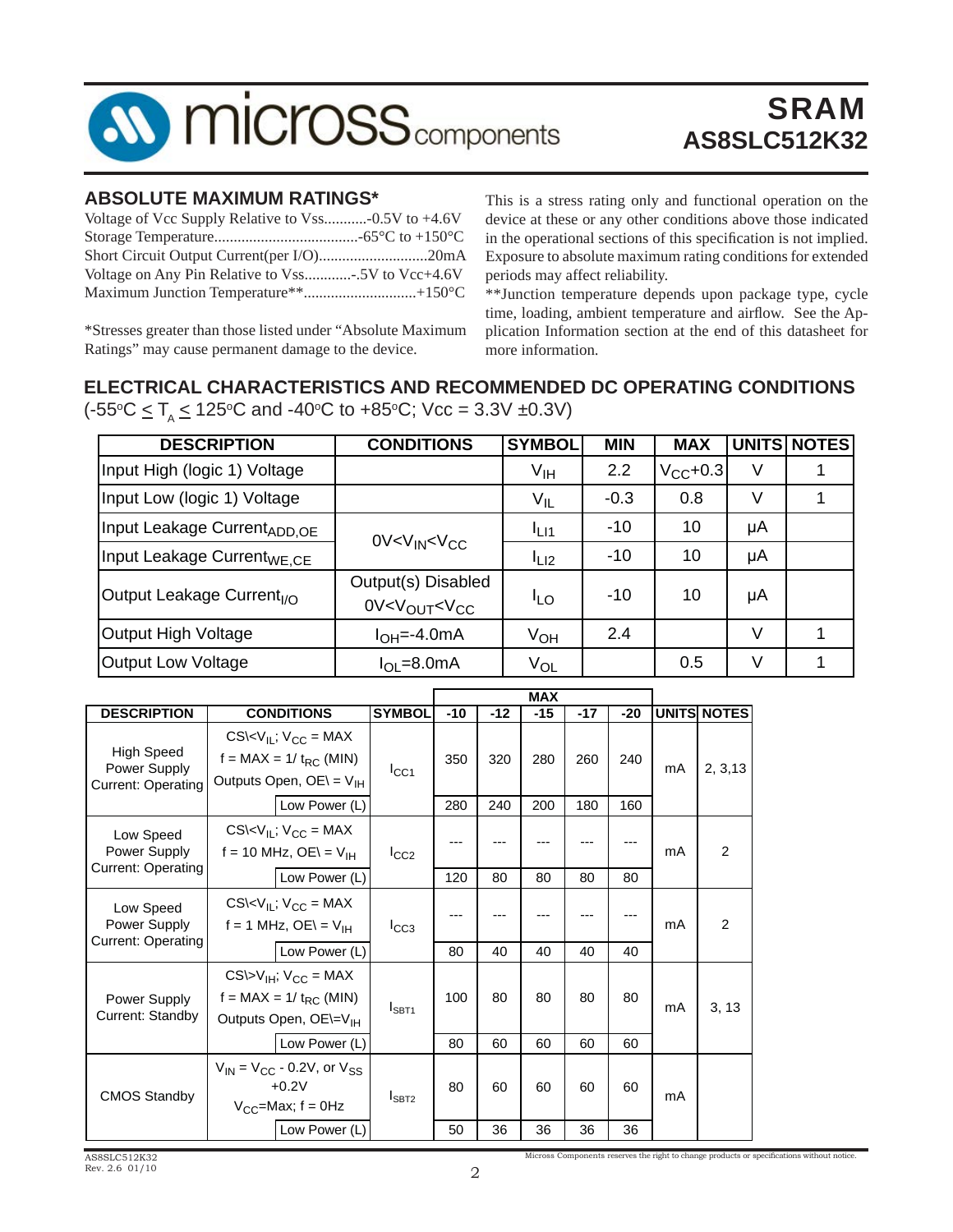## ABSOLUTE MAXIMUM RATINGS*

Voltage of Vcc Supply Relative to Vss...........-0.5V to +4.6V
Storage Temperature.....................................-65°C to +150°C
Short Circuit Output Current(per I/O)............................20mA
Voltage on Any Pin Relative to Vss............-.5V to Vcc+4.6V
Maximum Junction Temperature**.............................+150°C

*Stresses greater than those listed under "Absolute Maximum Ratings" may cause permanent damage to the device.

This is a stress rating only and functional operation on the device at these or any other conditions above those indicated in the operational sections of this specification is not implied. Exposure to absolute maximum rating conditions for extended periods may affect reliability.

**Junction temperature depends upon package type, cycle time, loading, ambient temperature and airflow. See the Application Information section at the end of this datasheet for more information.

## ELECTRICAL CHARACTERISTICS AND RECOMMENDED DC OPERATING CONDITIONS

(-55°C ≤ $T_A$ ≤ 125°C and -40°C to +85°C; Vcc = 3.3V ±0.3V)

| DESCRIPTION | CONDITIONS | SYMBOL | MIN | MAX | UNITS | NOTES |
|---|---|---|---|---|---|---|
| Input High (logic 1) Voltage | | $V_{IH}$ | 2.2 | $V_{CC}$+0.3 | V | 1 |
| Input Low (logic 1) Voltage | | $V_{IL}$ | -0.3 | 0.8 | V | 1 |
| Input Leakage Current$_{ADD,OE}$ | 0V<$V_{IN}$<$V_{CC}$ | $I_{LI1}$ | -10 | 10 | µA | |
| Input Leakage Current$_{WE,CE}$ | 0V<$V_{IN}$<$V_{CC}$ | $I_{LI2}$ | -10 | 10 | µA | |
| Output Leakage Current$_{I/O}$ | Output(s) Disabled 0V<$V_{OUT}$<$V_{CC}$ | $I_{LO}$ | -10 | 10 | µA | |
| Output High Voltage | $I_{OH}$=-4.0mA | $V_{OH}$ | 2.4 | | V | 1 |
| Output Low Voltage | $I_{OL}$=8.0mA | $V_{OL}$ | | 0.5 | V | 1 |

| DESCRIPTION | CONDITIONS | | SYMBOL | MAX -10 | MAX -12 | MAX -15 | MAX -17 | MAX -20 | UNITS | NOTES |
|---|---|---|---|---|---|---|---|---|---|---|
| High Speed Power Supply Current: Operating | CS\<$V_{IL}$; $V_{CC}$ = MAX f = MAX = 1/ $t_{RC}$ (MIN) Outputs Open, OE\ = $V_{IH}$ | | $I_{CC1}$ | 350 | 320 | 280 | 260 | 240 | mA | 2, 3,13 |
| | | Low Power (L) | | 280 | 240 | 200 | 180 | 160 | | |
| Low Speed Power Supply Current: Operating | CS\<$V_{IL}$; $V_{CC}$ = MAX f = 10 MHz, OE\ = $V_{IH}$ | | $I_{CC2}$ | --- | --- | --- | --- | --- | mA | 2 |
| | | Low Power (L) | | 120 | 80 | 80 | 80 | 80 | | |
| Low Speed Power Supply Current: Operating | CS\<$V_{IL}$; $V_{CC}$ = MAX f = 1 MHz, OE\ = $V_{IH}$ | | $I_{CC3}$ | --- | --- | --- | --- | --- | mA | 2 |
| | | Low Power (L) | | 80 | 40 | 40 | 40 | 40 | | |
| Power Supply Current: Standby | CS\>$V_{IH}$; $V_{CC}$ = MAX f = MAX = 1/ $t_{RC}$ (MIN) Outputs Open, OE\=$V_{IH}$ | | $I_{SBT1}$ | 100 | 80 | 80 | 80 | 80 | mA | 3, 13 |
| | | Low Power (L) | | 80 | 60 | 60 | 60 | 60 | | |
| CMOS Standby | $V_{IN}$ = $V_{CC}$ - 0.2V, or $V_{SS}$ +0.2V $V_{CC}$=Max; f = 0Hz | | $I_{SBT2}$ | 80 | 60 | 60 | 60 | 60 | mA | |
| | | Low Power (L) | | 50 | 36 | 36 | 36 | 36 | | |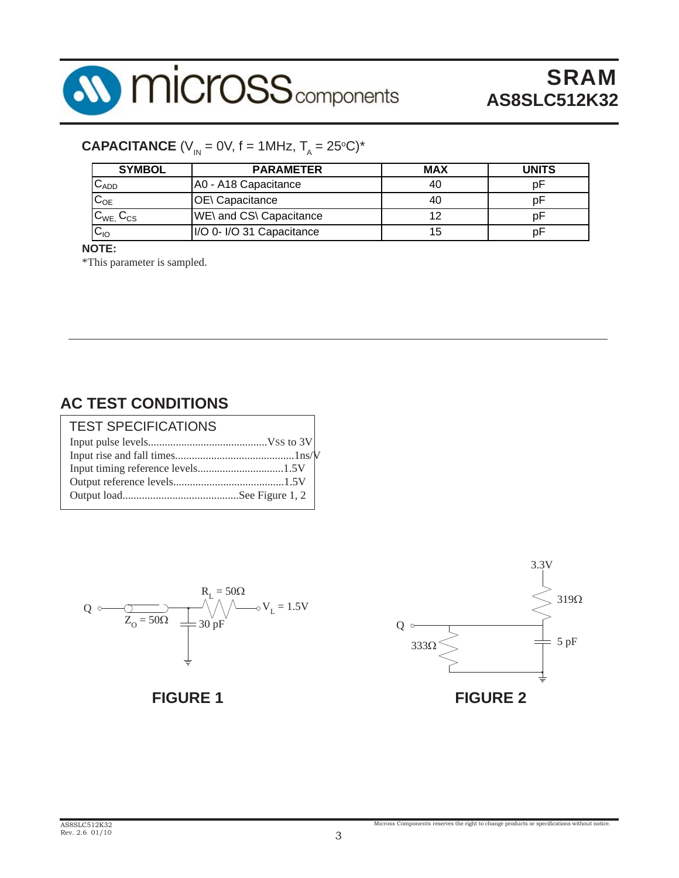## CAPACITANCE ($V_{IN}$ = 0V, f = 1MHz, $T_A$ = 25°C)*

| SYMBOL | PARAMETER | MAX | UNITS |
|---|---|---|---|
| $C_{ADD}$ | A0 - A18 Capacitance | 40 | pF |
| $C_{OE}$ | OE\ Capacitance | 40 | pF |
| $C_{WE}$, $C_{CS}$ | WE\ and CS\ Capacitance | 12 | pF |
| $C_{IO}$ | I/O 0- I/O 31 Capacitance | 15 | pF |

**NOTE:**

*This parameter is sampled.

## AC TEST CONDITIONS

TEST SPECIFICATIONS

- Input pulse levels..........................................Vss to 3V
- Input rise and fall times..........................................1ns/V
- Input timing reference levels..............................1.5V
- Output reference levels.......................................1.5V
- Output load..........................................See Figure 1, 2

Q — $Z_O$ = 50Ω — $R_L$ = 50Ω — $V_L$ = 1.5V; 30 pF

**FIGURE 1**

3.3V; 319Ω; Q; 333Ω; 5 pF

**FIGURE 2**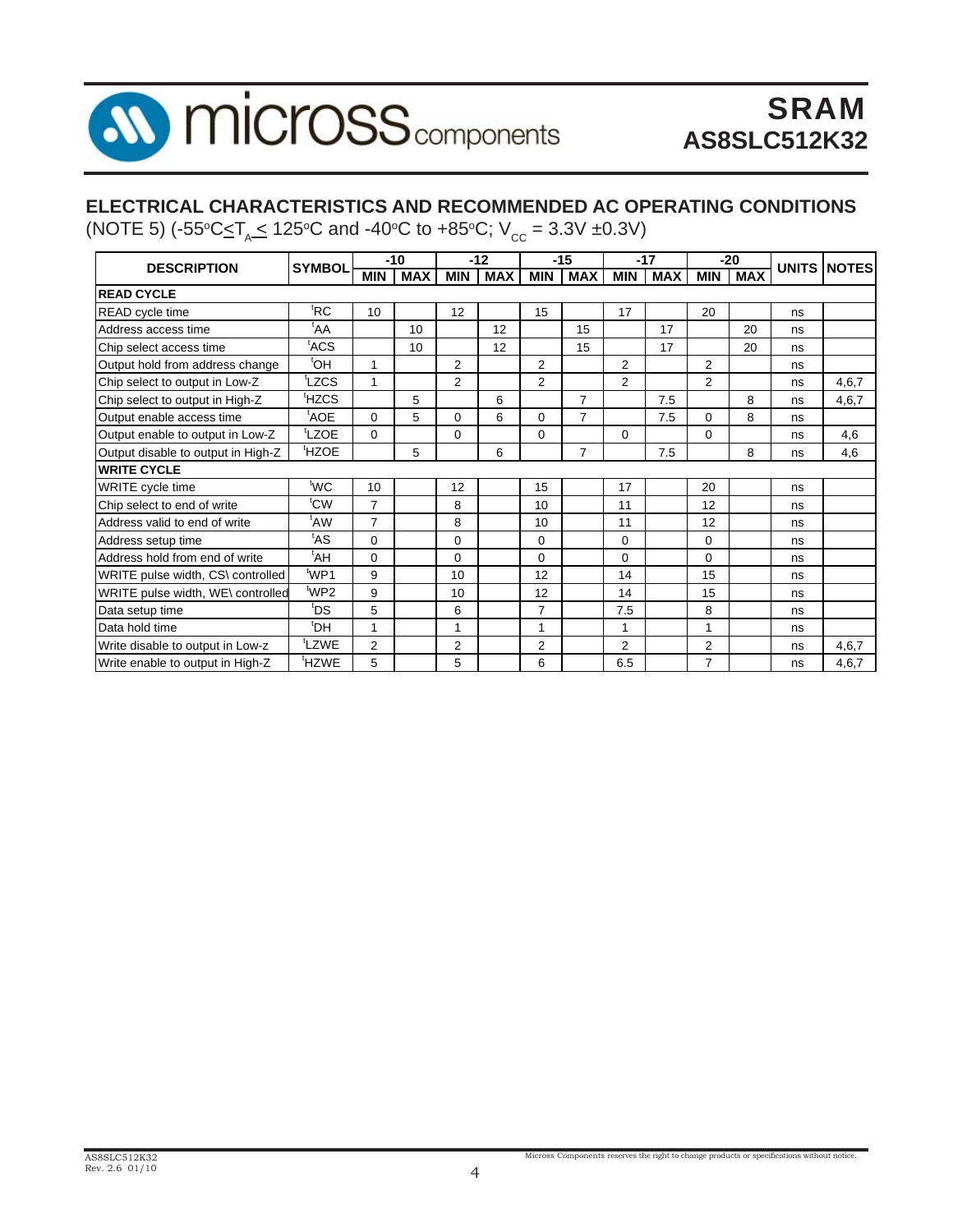## ELECTRICAL CHARACTERISTICS AND RECOMMENDED AC OPERATING CONDITIONS

(NOTE 5) (-55°C≤$T_A$≤ 125°C and -40°C to +85°C; $V_{CC}$ = 3.3V ±0.3V)

| DESCRIPTION | SYMBOL | -10 | | -12 | | -15 | | -17 | | -20 | | UNITS | NOTES |
|---|---|---|---|---|---|---|---|---|---|---|---|---|---|
| | | MIN | MAX | MIN | MAX | MIN | MAX | MIN | MAX | MIN | MAX | | |
| **READ CYCLE** | | | | | | | | | | | | | |
| READ cycle time | $^tRC$ | 10 | | 12 | | 15 | | 17 | | 20 | | ns | |
| Address access time | $^tAA$ | | 10 | | 12 | | 15 | | 17 | | 20 | ns | |
| Chip select access time | $^tACS$ | | 10 | | 12 | | 15 | | 17 | | 20 | ns | |
| Output hold from address change | $^tOH$ | 1 | | 2 | | 2 | | 2 | | 2 | | ns | |
| Chip select to output in Low-Z | $^tLZCS$ | 1 | | 2 | | 2 | | 2 | | 2 | | ns | 4,6,7 |
| Chip select to output in High-Z | $^tHZCS$ | | 5 | | 6 | | 7 | | 7.5 | | 8 | ns | 4,6,7 |
| Output enable access time | $^tAOE$ | 0 | 5 | 0 | 6 | 0 | 7 | | 7.5 | 0 | 8 | ns | |
| Output enable to output in Low-Z | $^tLZOE$ | 0 | | 0 | | 0 | | 0 | | 0 | | ns | 4,6 |
| Output disable to output in High-Z | $^tHZOE$ | | 5 | | 6 | | 7 | | 7.5 | | 8 | ns | 4,6 |
| **WRITE CYCLE** | | | | | | | | | | | | | |
| WRITE cycle time | $^tWC$ | 10 | | 12 | | 15 | | 17 | | 20 | | ns | |
| Chip select to end of write | $^tCW$ | 7 | | 8 | | 10 | | 11 | | 12 | | ns | |
| Address valid to end of write | $^tAW$ | 7 | | 8 | | 10 | | 11 | | 12 | | ns | |
| Address setup time | $^tAS$ | 0 | | 0 | | 0 | | 0 | | 0 | | ns | |
| Address hold from end of write | $^tAH$ | 0 | | 0 | | 0 | | 0 | | 0 | | ns | |
| WRITE pulse width, CS\ controlled | $^tWP1$ | 9 | | 10 | | 12 | | 14 | | 15 | | ns | |
| WRITE pulse width, WE\ controlled | $^tWP2$ | 9 | | 10 | | 12 | | 14 | | 15 | | ns | |
| Data setup time | $^tDS$ | 5 | | 6 | | 7 | | 7.5 | | 8 | | ns | |
| Data hold time | $^tDH$ | 1 | | 1 | | 1 | | 1 | | 1 | | ns | |
| Write disable to output in Low-z | $^tLZWE$ | 2 | | 2 | | 2 | | 2 | | 2 | | ns | 4,6,7 |
| Write enable to output in High-Z | $^tHZWE$ | 5 | | 5 | | 6 | | 6.5 | | 7 | | ns | 4,6,7 |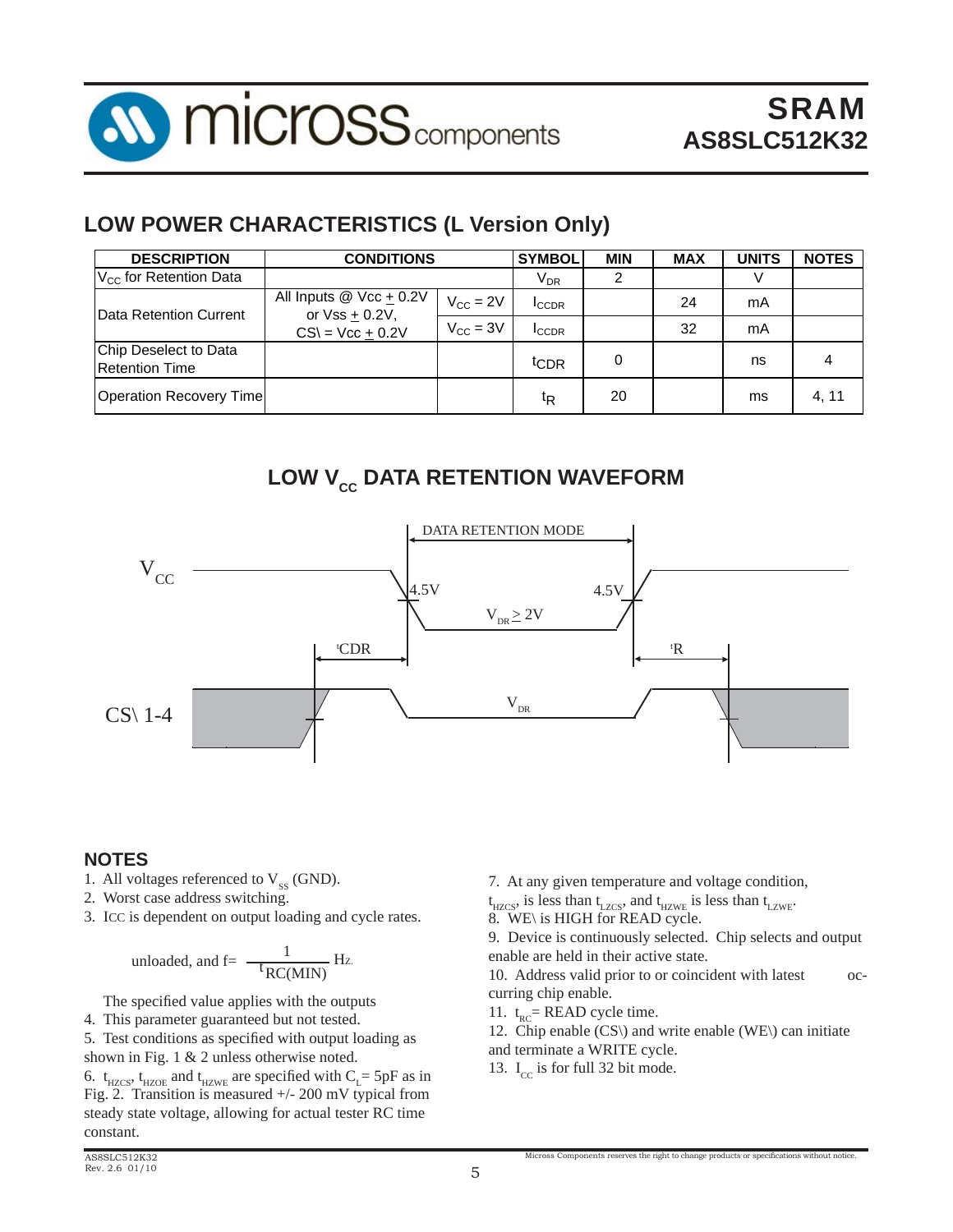## LOW POWER CHARACTERISTICS (L Version Only)

| DESCRIPTION | CONDITIONS | | SYMBOL | MIN | MAX | UNITS | NOTES |
|---|---|---|---|---|---|---|---|
| $V_{CC}$ for Retention Data | | | $V_{DR}$ | 2 | | V | |
| Data Retention Current | All Inputs @ Vcc ± 0.2V or Vss ± 0.2V, CS\ = Vcc ± 0.2V | $V_{CC}$ = 2V | $I_{CCDR}$ | | 24 | mA | |
| | | $V_{CC}$ = 3V | $I_{CCDR}$ | | 32 | mA | |
| Chip Deselect to Data Retention Time | | | $t_{CDR}$ | 0 | | ns | 4 |
| Operation Recovery Time | | | $t_R$ | 20 | | ms | 4, 11 |

## LOW $V_{CC}$ DATA RETENTION WAVEFORM

DATA RETENTION MODE

$V_{CC}$ 4.5V 4.5V $V_{DR} \geq 2V$

$^{t}CDR$ $^{t}R$

CS\ 1-4 $V_{DR}$

## NOTES

1. All voltages referenced to $V_{SS}$ (GND).
2. Worst case address switching.
3. ICC is dependent on output loading and cycle rates.

   unloaded, and $f = \frac{1}{t_{RC(MIN)}}$ Hz.

   The specified value applies with the outputs
4. This parameter guaranteed but not tested.
5. Test conditions as specified with output loading as shown in Fig. 1 & 2 unless otherwise noted.
6. $t_{HZCS}$, $t_{HZOE}$ and $t_{HZWE}$ are specified with $C_L$ = 5pF as in Fig. 2. Transition is measured +/- 200 mV typical from steady state voltage, allowing for actual tester RC time constant.
7. At any given temperature and voltage condition, $t_{HZCS}$, is less than $t_{LZCS}$, and $t_{HZWE}$ is less than $t_{LZWE}$.
8. WE\ is HIGH for READ cycle.
9. Device is continuously selected. Chip selects and output enable are held in their active state.
10. Address valid prior to or coincident with latest occurring chip enable.
11. $t_{RC}$= READ cycle time.
12. Chip enable (CS\) and write enable (WE\) can initiate and terminate a WRITE cycle.
13. $I_{CC}$ is for full 32 bit mode.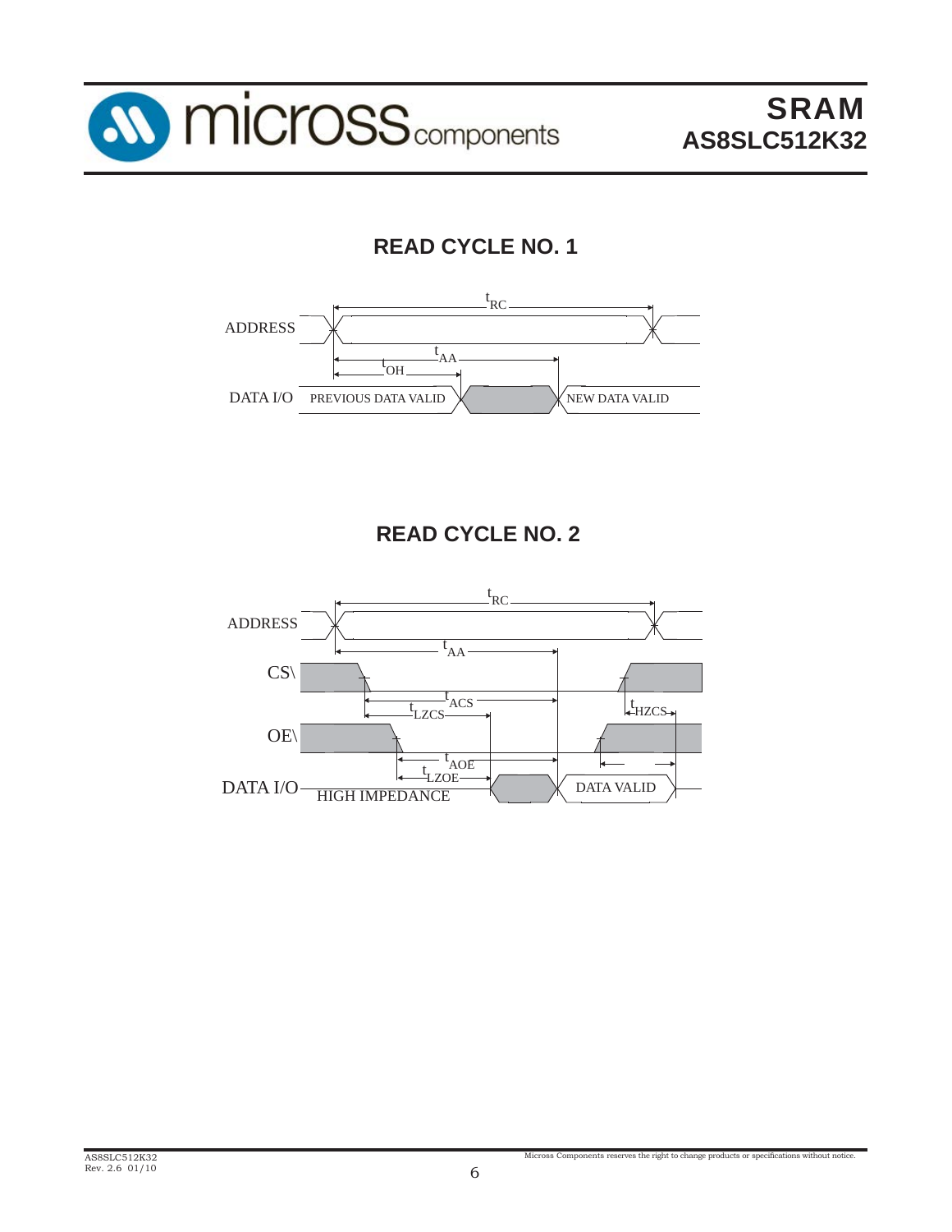## READ CYCLE NO. 1

ADDRESS

$t_{RC}$

$t_{AA}$

$t_{OH}$

DATA I/O PREVIOUS DATA VALID NEW DATA VALID

## READ CYCLE NO. 2

ADDRESS

$t_{RC}$

$t_{AA}$

CS\

$t_{ACS}$

$t_{LZCS}$

$t_{HZCS}$

OE\

$t_{AOE}$

$t_{LZOE}$

DATA I/O HIGH IMPEDANCE DATA VALID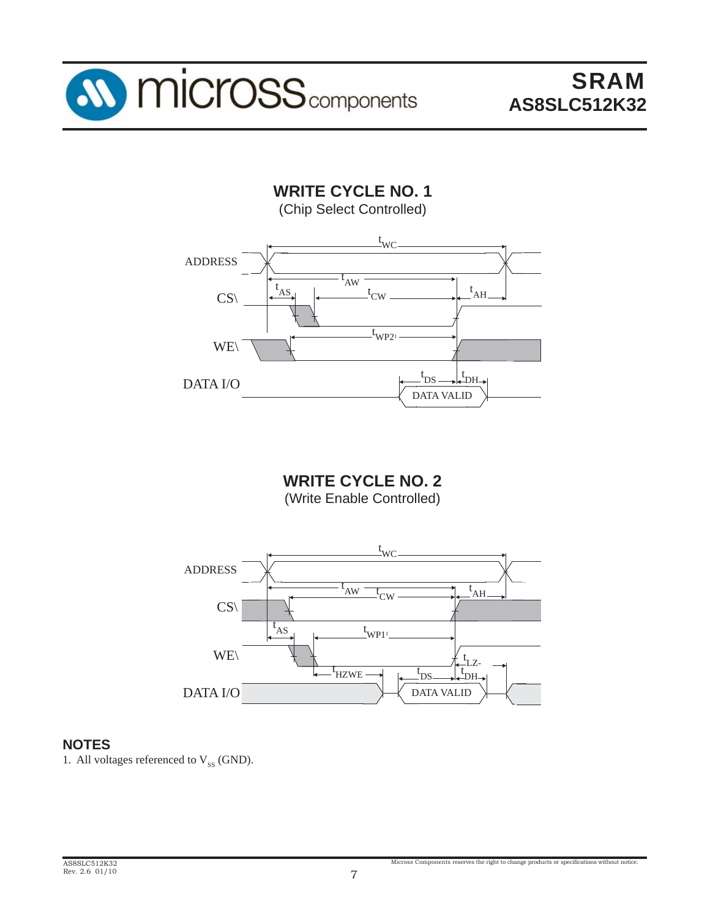## WRITE CYCLE NO. 1
(Chip Select Controlled)

## WRITE CYCLE NO. 2
(Write Enable Controlled)

### NOTES

1. All voltages referenced to $V_{SS}$ (GND).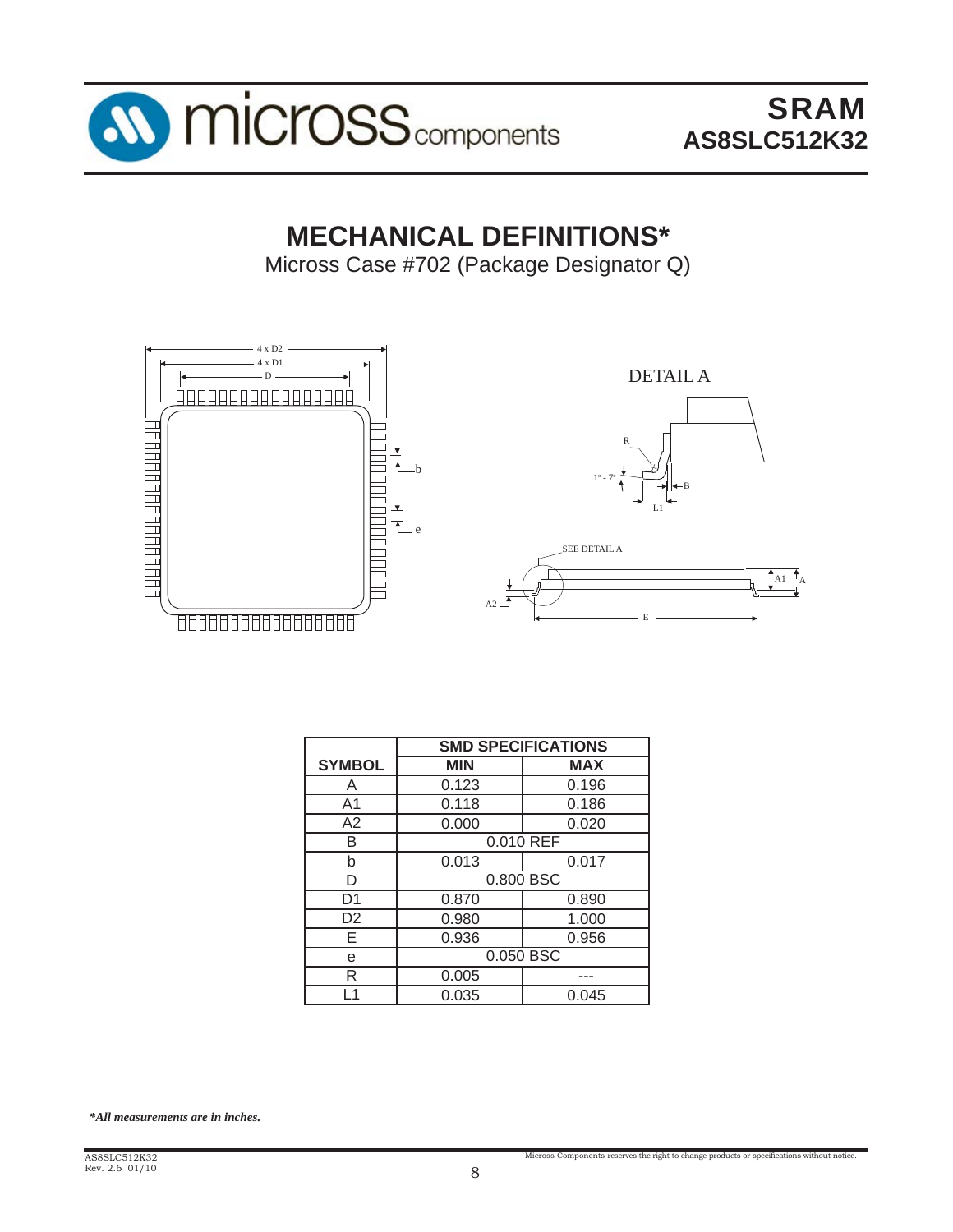# MECHANICAL DEFINITIONS*

Micross Case #702 (Package Designator Q)

| | SMD SPECIFICATIONS | |
|---|---|---|
| SYMBOL | MIN | MAX |
| A | 0.123 | 0.196 |
| A1 | 0.118 | 0.186 |
| A2 | 0.000 | 0.020 |
| B | 0.010 REF | |
| b | 0.013 | 0.017 |
| D | 0.800 BSC | |
| D1 | 0.870 | 0.890 |
| D2 | 0.980 | 1.000 |
| E | 0.936 | 0.956 |
| e | 0.050 BSC | |
| R | 0.005 | --- |
| L1 | 0.035 | 0.045 |

****All measurements are in inches.***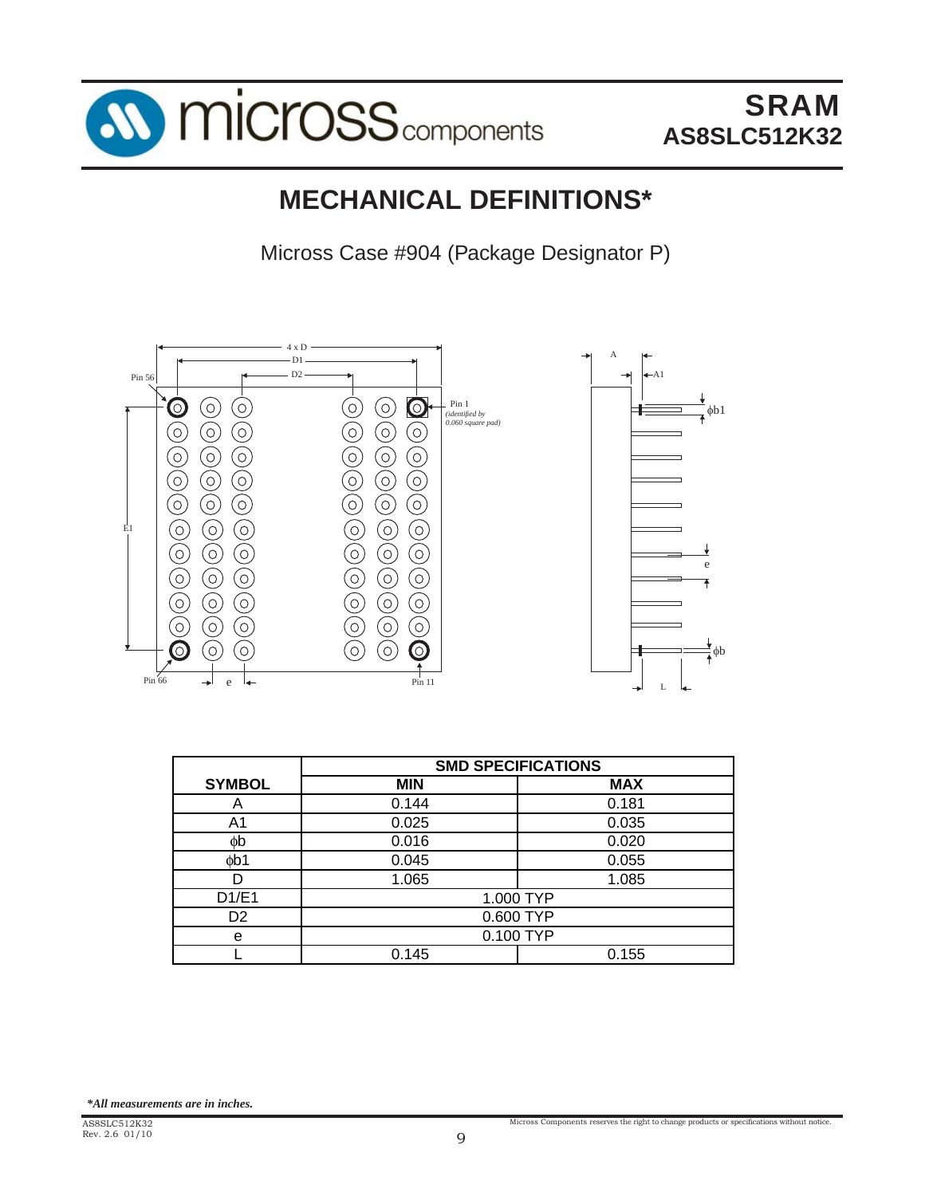# MECHANICAL DEFINITIONS*

Micross Case #904 (Package Designator P)

| SYMBOL | SMD SPECIFICATIONS | |
|---|---|---|
| | **MIN** | **MAX** |
| A | 0.144 | 0.181 |
| A1 | 0.025 | 0.035 |
| ϕb | 0.016 | 0.020 |
| ϕb1 | 0.045 | 0.055 |
| D | 1.065 | 1.085 |
| D1/E1 | 1.000 TYP | |
| D2 | 0.600 TYP | |
| e | 0.100 TYP | |
| L | 0.145 | 0.155 |

***All measurements are in inches.***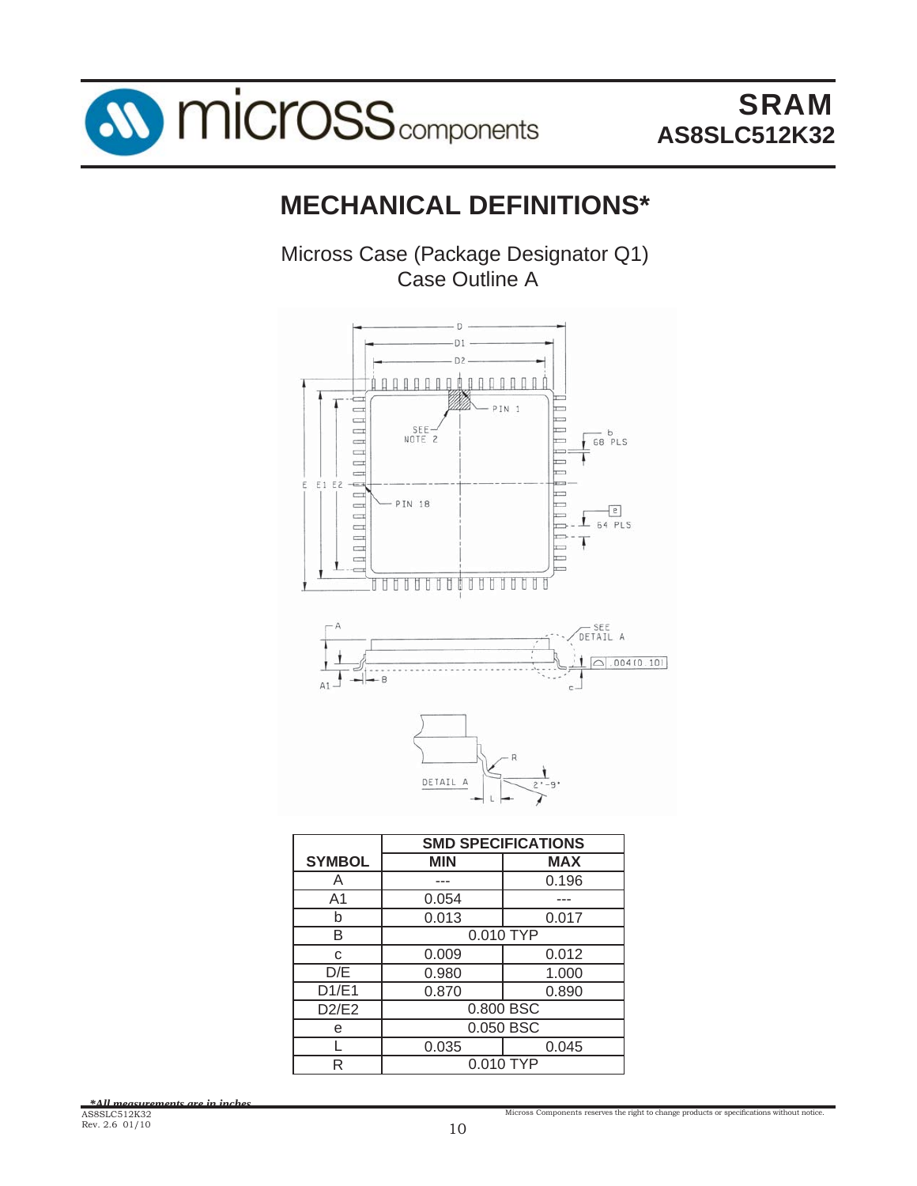# MECHANICAL DEFINITIONS*

Micross Case (Package Designator Q1)
Case Outline A

| SYMBOL | SMD SPECIFICATIONS | |
|---|---|---|
| | MIN | MAX |
| A | --- | 0.196 |
| A1 | 0.054 | --- |
| b | 0.013 | 0.017 |
| B | 0.010 TYP | |
| c | 0.009 | 0.012 |
| D/E | 0.980 | 1.000 |
| D1/E1 | 0.870 | 0.890 |
| D2/E2 | 0.800 BSC | |
| e | 0.050 BSC | |
| L | 0.035 | 0.045 |
| R | 0.010 TYP | |

**_*All measurements are in inches_**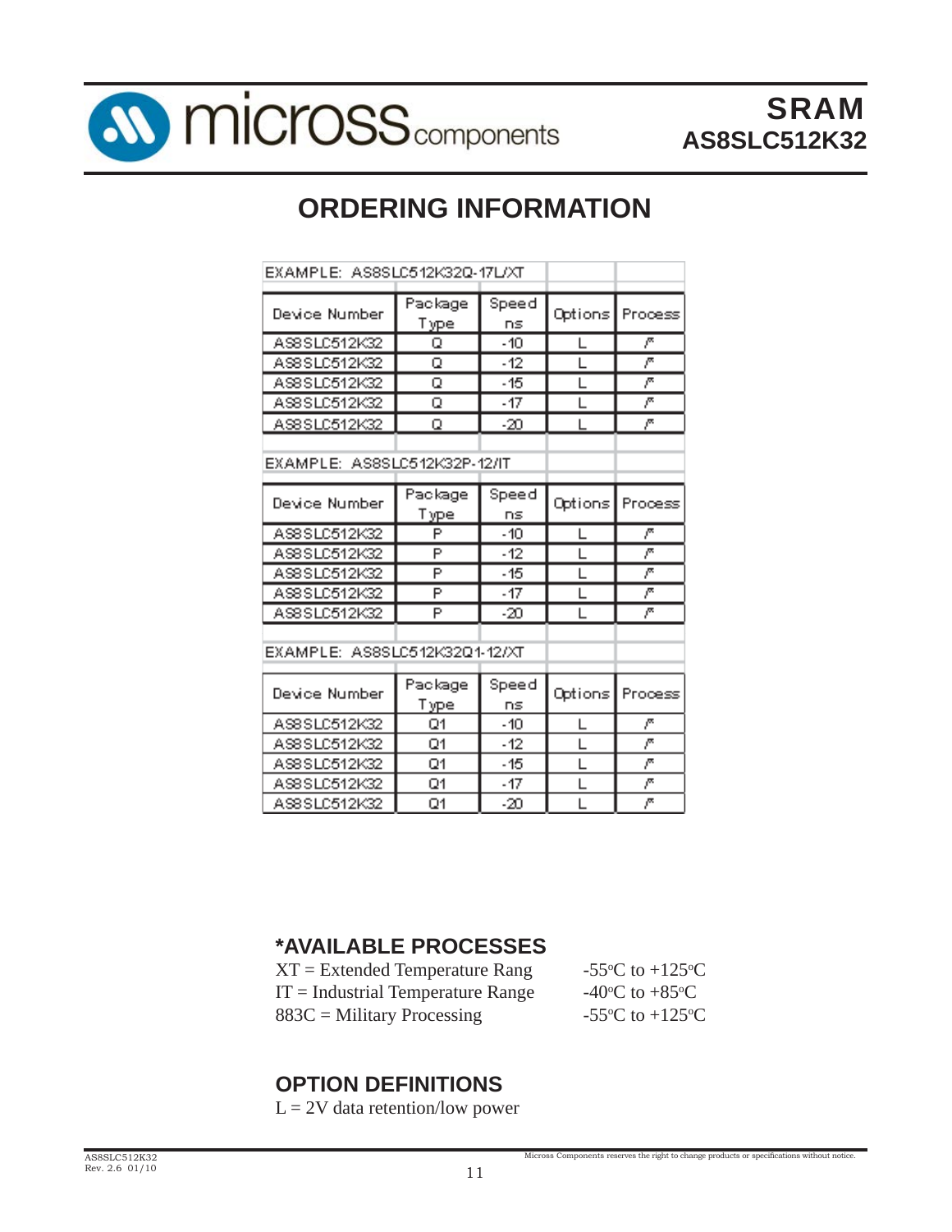# ORDERING INFORMATION

EXAMPLE: AS8SLC512K32Q-17L/XT

| Device Number | Package Type | Speed ns | Options | Process |
|---|---|---|---|---|
| AS8SLC512K32 | Q | -10 | L | /* |
| AS8SLC512K32 | Q | -12 | L | /* |
| AS8SLC512K32 | Q | -15 | L | /* |
| AS8SLC512K32 | Q | -17 | L | /* |
| AS8SLC512K32 | Q | -20 | L | /* |

EXAMPLE: AS8SLC512K32P-12/IT

| Device Number | Package Type | Speed ns | Options | Process |
|---|---|---|---|---|
| AS8SLC512K32 | P | -10 | L | /* |
| AS8SLC512K32 | P | -12 | L | /* |
| AS8SLC512K32 | P | -15 | L | /* |
| AS8SLC512K32 | P | -17 | L | /* |
| AS8SLC512K32 | P | -20 | L | /* |

EXAMPLE: AS8SLC512K32Q1-12/XT

| Device Number | Package Type | Speed ns | Options | Process |
|---|---|---|---|---|
| AS8SLC512K32 | Q1 | -10 | L | /* |
| AS8SLC512K32 | Q1 | -12 | L | /* |
| AS8SLC512K32 | Q1 | -15 | L | /* |
| AS8SLC512K32 | Q1 | -17 | L | /* |
| AS8SLC512K32 | Q1 | -20 | L | /* |

## *AVAILABLE PROCESSES

| | |
|---|---|
| XT = Extended Temperature Rang | -55°C to +125°C |
| IT = Industrial Temperature Range | -40°C to +85°C |
| 883C = Military Processing | -55°C to +125°C |

## OPTION DEFINITIONS

L = 2V data retention/low power

Micross Components reserves the right to change products or specifications without notice.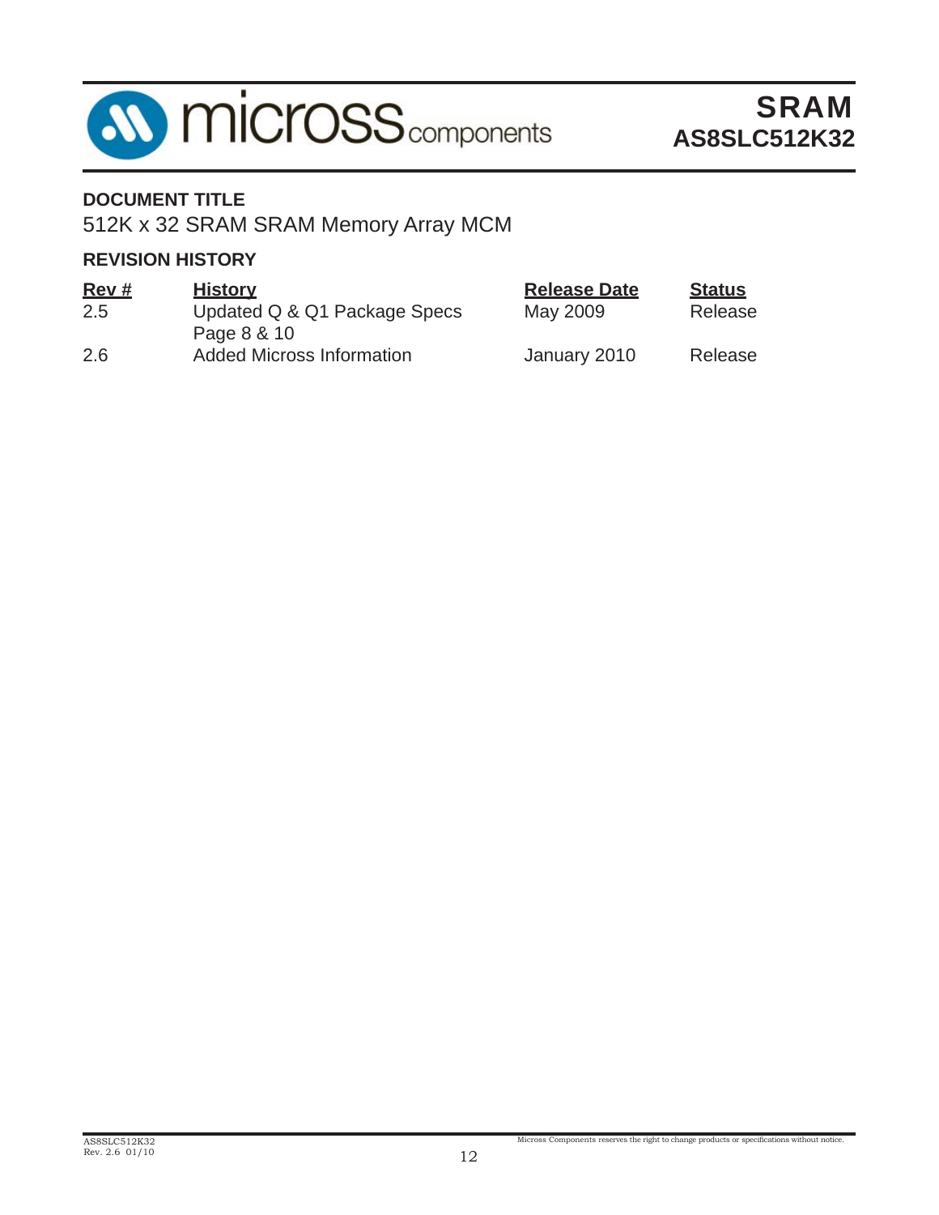## DOCUMENT TITLE

512K x 32 SRAM SRAM Memory Array MCM

## REVISION HISTORY

| Rev # | History | Release Date | Status |
|---|---|---|---|
| 2.5 | Updated Q & Q1 Package Specs Page 8 & 10 | May 2009 | Release |
| 2.6 | Added Micross Information | January 2010 | Release |